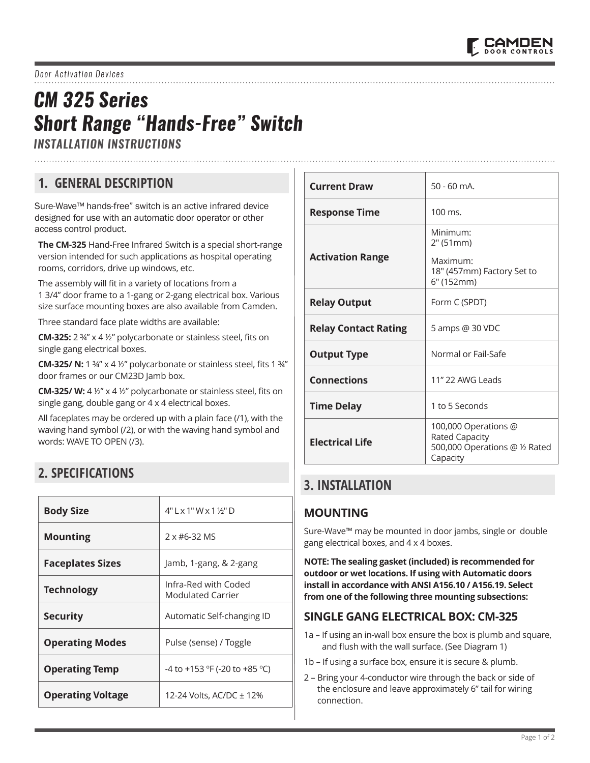Door Activation Devices

# CM 325 Series
# Short Range "Hands-Free" Switch

### INSTALLATION INSTRUCTIONS

## 1. GENERAL DESCRIPTION

Sure-Wave™ hands-free" switch is an active infrared device designed for use with an automatic door operator or other access control product.

**The CM-325** Hand-Free Infrared Switch is a special short-range version intended for such applications as hospital operating rooms, corridors, drive up windows, etc.

The assembly will fit in a variety of locations from a 1 3/4" door frame to a 1-gang or 2-gang electrical box. Various size surface mounting boxes are also available from Camden.

Three standard face plate widths are available:

**CM-325:** 2 ¾" x 4 ½" polycarbonate or stainless steel, fits on single gang electrical boxes.

**CM-325/ N:** 1 ¾" x 4 ½" polycarbonate or stainless steel, fits 1 ¾" door frames or our CM23D Jamb box.

**CM-325/ W:** 4 ½" x 4 ½" polycarbonate or stainless steel, fits on single gang, double gang or 4 x 4 electrical boxes.

All faceplates may be ordered up with a plain face (/1), with the waving hand symbol (/2), or with the waving hand symbol and words: WAVE TO OPEN (/3).

## 2. SPECIFICATIONS

| | |
|---|---|
| **Body Size** | 4" L x 1" W x 1 ½" D |
| **Mounting** | 2 x #6-32 MS |
| **Faceplates Sizes** | Jamb, 1-gang, & 2-gang |
| **Technology** | Infra-Red with Coded Modulated Carrier |
| **Security** | Automatic Self-changing ID |
| **Operating Modes** | Pulse (sense) / Toggle |
| **Operating Temp** | -4 to +153 °F (-20 to +85 °C) |
| **Operating Voltage** | 12-24 Volts, AC/DC ± 12% |
| **Current Draw** | 50 - 60 mA. |
| **Response Time** | 100 ms. |
| **Activation Range** | Minimum: 2" (51mm) Maximum: 18" (457mm) Factory Set to 6" (152mm) |
| **Relay Output** | Form C (SPDT) |
| **Relay Contact Rating** | 5 amps @ 30 VDC |
| **Output Type** | Normal or Fail-Safe |
| **Connections** | 11" 22 AWG Leads |
| **Time Delay** | 1 to 5 Seconds |
| **Electrical Life** | 100,000 Operations @ Rated Capacity 500,000 Operations @ ½ Rated Capacity |

## 3. INSTALLATION

### MOUNTING

Sure-Wave™ may be mounted in door jambs, single or double gang electrical boxes, and 4 x 4 boxes.

**NOTE: The sealing gasket (included) is recommended for outdoor or wet locations. If using with Automatic doors install in accordance with ANSI A156.10 / A156.19. Select from one of the following three mounting subsections:**

### SINGLE GANG ELECTRICAL BOX: CM-325

1a – If using an in-wall box ensure the box is plumb and square, and flush with the wall surface. (See Diagram 1)

1b – If using a surface box, ensure it is secure & plumb.

2 – Bring your 4-conductor wire through the back or side of the enclosure and leave approximately 6" tail for wiring connection.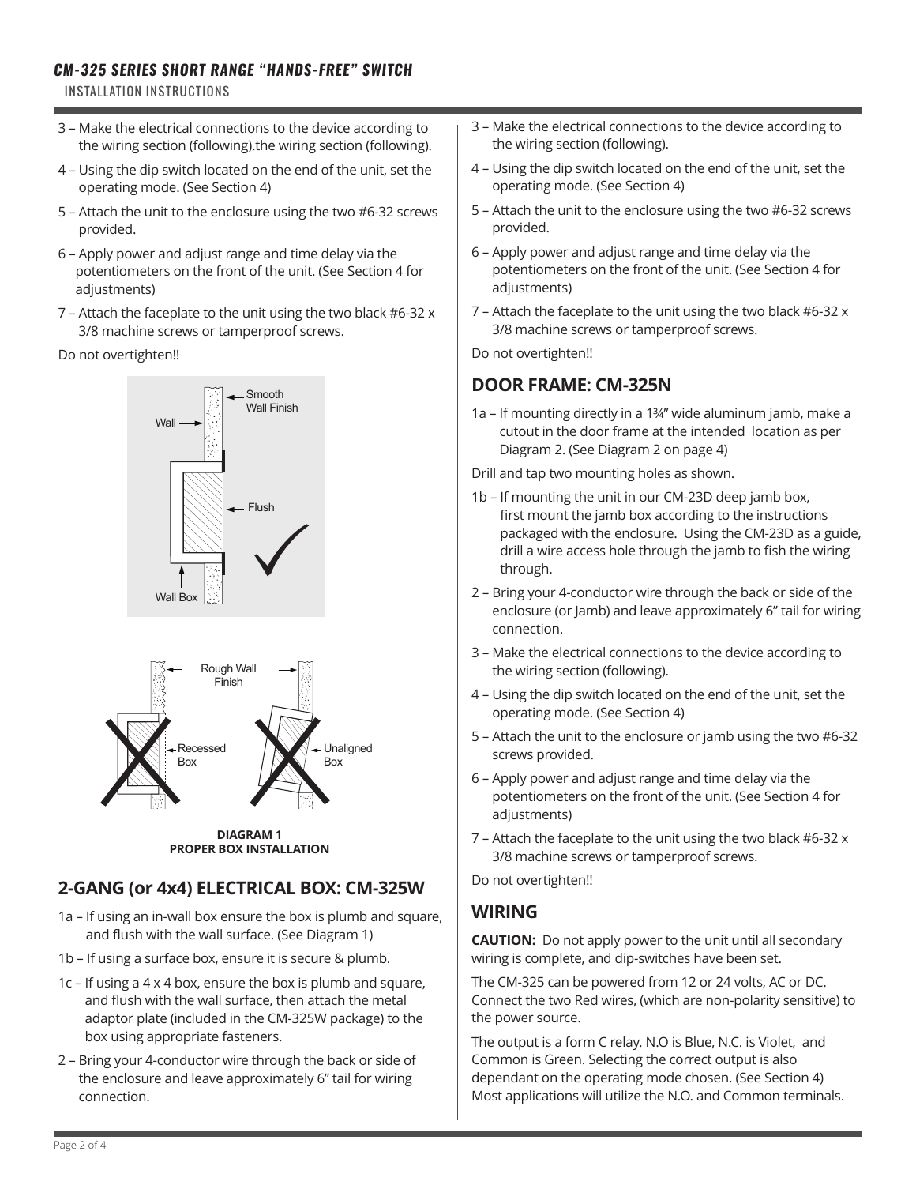3 – Make the electrical connections to the device according to the wiring section (following).the wiring section (following).

4 – Using the dip switch located on the end of the unit, set the operating mode. (See Section 4)

5 – Attach the unit to the enclosure using the two #6-32 screws provided.

6 – Apply power and adjust range and time delay via the potentiometers on the front of the unit. (See Section 4 for adjustments)

7 – Attach the faceplate to the unit using the two black #6-32 x 3/8 machine screws or tamperproof screws.

Do not overtighten!!

Smooth Wall Finish

Wall

Flush

Wall Box

Rough Wall Finish

Recessed Box

Unaligned Box

**DIAGRAM 1**
**PROPER BOX INSTALLATION**

## 2-GANG (or 4x4) ELECTRICAL BOX: CM-325W

1a – If using an in-wall box ensure the box is plumb and square, and flush with the wall surface. (See Diagram 1)

1b – If using a surface box, ensure it is secure & plumb.

1c – If using a 4 x 4 box, ensure the box is plumb and square, and flush with the wall surface, then attach the metal adaptor plate (included in the CM-325W package) to the box using appropriate fasteners.

2 – Bring your 4-conductor wire through the back or side of the enclosure and leave approximately 6" tail for wiring connection.

3 – Make the electrical connections to the device according to the wiring section (following).

4 – Using the dip switch located on the end of the unit, set the operating mode. (See Section 4)

5 – Attach the unit to the enclosure using the two #6-32 screws provided.

6 – Apply power and adjust range and time delay via the potentiometers on the front of the unit. (See Section 4 for adjustments)

7 – Attach the faceplate to the unit using the two black #6-32 x 3/8 machine screws or tamperproof screws.

Do not overtighten!!

## DOOR FRAME: CM-325N

1a – If mounting directly in a 1¾" wide aluminum jamb, make a cutout in the door frame at the intended location as per Diagram 2. (See Diagram 2 on page 4)

Drill and tap two mounting holes as shown.

1b – If mounting the unit in our CM-23D deep jamb box, first mount the jamb box according to the instructions packaged with the enclosure. Using the CM-23D as a guide, drill a wire access hole through the jamb to fish the wiring through.

2 – Bring your 4-conductor wire through the back or side of the enclosure (or Jamb) and leave approximately 6" tail for wiring connection.

3 – Make the electrical connections to the device according to the wiring section (following).

4 – Using the dip switch located on the end of the unit, set the operating mode. (See Section 4)

5 – Attach the unit to the enclosure or jamb using the two #6-32 screws provided.

6 – Apply power and adjust range and time delay via the potentiometers on the front of the unit. (See Section 4 for adjustments)

7 – Attach the faceplate to the unit using the two black #6-32 x 3/8 machine screws or tamperproof screws.

Do not overtighten!!

## WIRING

**CAUTION:** Do not apply power to the unit until all secondary wiring is complete, and dip-switches have been set.

The CM-325 can be powered from 12 or 24 volts, AC or DC. Connect the two Red wires, (which are non-polarity sensitive) to the power source.

The output is a form C relay. N.O is Blue, N.C. is Violet, and Common is Green. Selecting the correct output is also dependant on the operating mode chosen. (See Section 4) Most applications will utilize the N.O. and Common terminals.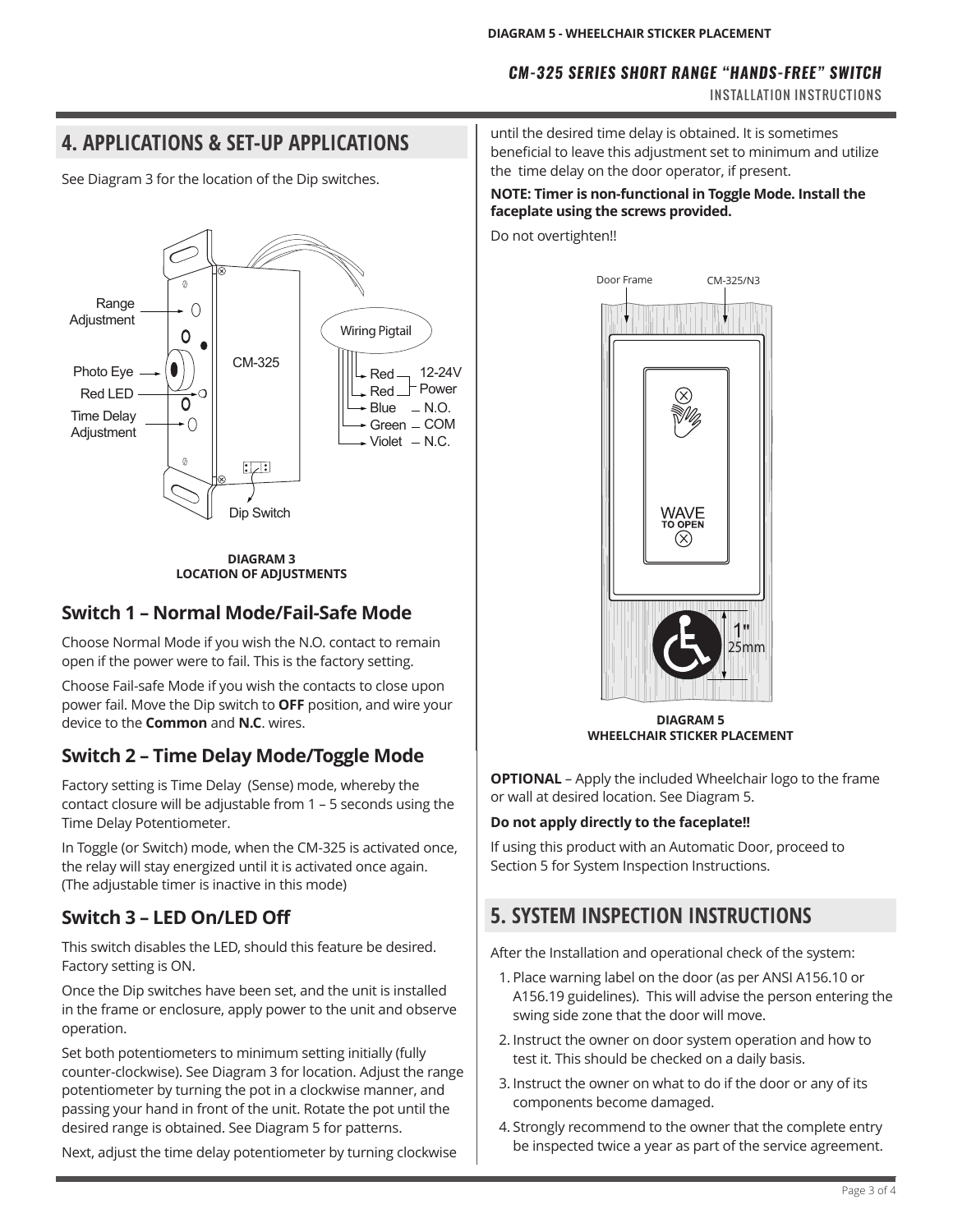## 4. APPLICATIONS & SET-UP APPLICATIONS

See Diagram 3 for the location of the Dip switches.

**DIAGRAM 3**
**LOCATION OF ADJUSTMENTS**

### Switch 1 – Normal Mode/Fail-Safe Mode

Choose Normal Mode if you wish the N.O. contact to remain open if the power were to fail. This is the factory setting.

Choose Fail-safe Mode if you wish the contacts to close upon power fail. Move the Dip switch to **OFF** position, and wire your device to the **Common** and **N.C**. wires.

### Switch 2 – Time Delay Mode/Toggle Mode

Factory setting is Time Delay (Sense) mode, whereby the contact closure will be adjustable from 1 – 5 seconds using the Time Delay Potentiometer.

In Toggle (or Switch) mode, when the CM-325 is activated once, the relay will stay energized until it is activated once again. (The adjustable timer is inactive in this mode)

### Switch 3 – LED On/LED Off

This switch disables the LED, should this feature be desired. Factory setting is ON.

Once the Dip switches have been set, and the unit is installed in the frame or enclosure, apply power to the unit and observe operation.

Set both potentiometers to minimum setting initially (fully counter-clockwise). See Diagram 3 for location. Adjust the range potentiometer by turning the pot in a clockwise manner, and passing your hand in front of the unit. Rotate the pot until the desired range is obtained. See Diagram 5 for patterns.

Next, adjust the time delay potentiometer by turning clockwise until the desired time delay is obtained. It is sometimes beneficial to leave this adjustment set to minimum and utilize the time delay on the door operator, if present.

**NOTE: Timer is non-functional in Toggle Mode. Install the faceplate using the screws provided.**

Do not overtighten!!

**DIAGRAM 5**
**WHEELCHAIR STICKER PLACEMENT**

**OPTIONAL** – Apply the included Wheelchair logo to the frame or wall at desired location. See Diagram 5.

**Do not apply directly to the faceplate!!**

If using this product with an Automatic Door, proceed to Section 5 for System Inspection Instructions.

## 5. SYSTEM INSPECTION INSTRUCTIONS

After the Installation and operational check of the system:

1. Place warning label on the door (as per ANSI A156.10 or A156.19 guidelines). This will advise the person entering the swing side zone that the door will move.
2. Instruct the owner on door system operation and how to test it. This should be checked on a daily basis.
3. Instruct the owner on what to do if the door or any of its components become damaged.
4. Strongly recommend to the owner that the complete entry be inspected twice a year as part of the service agreement.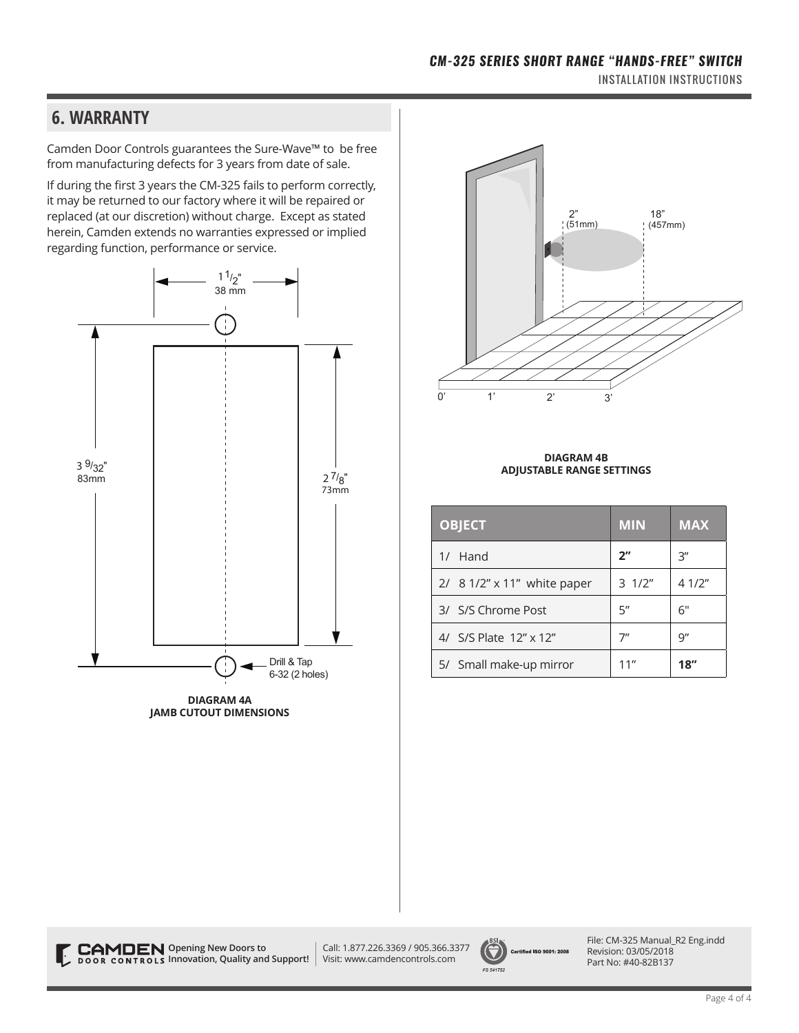## 6. WARRANTY

Camden Door Controls guarantees the Sure-Wave™ to be free from manufacturing defects for 3 years from date of sale.

If during the first 3 years the CM-325 fails to perform correctly, it may be returned to our factory where it will be repaired or replaced (at our discretion) without charge. Except as stated herein, Camden extends no warranties expressed or implied regarding function, performance or service.

1 1/2"
38 mm

3 9/32"
83mm

2 7/8"
73mm

Drill & Tap
6-32 (2 holes)

**DIAGRAM 4A**
**JAMB CUTOUT DIMENSIONS**

2"
(51mm)

18"
(457mm)

0' 1' 2' 3'

**DIAGRAM 4B**
**ADJUSTABLE RANGE SETTINGS**

| OBJECT | MIN | MAX |
|---|---|---|
| 1/ Hand | **2"** | 3" |
| 2/ 8 1/2" x 11" white paper | 3 1/2" | 4 1/2" |
| 3/ S/S Chrome Post | 5" | 6" |
| 4/ S/S Plate 12" x 12" | 7" | 9" |
| 5/ Small make-up mirror | 11" | **18"** |